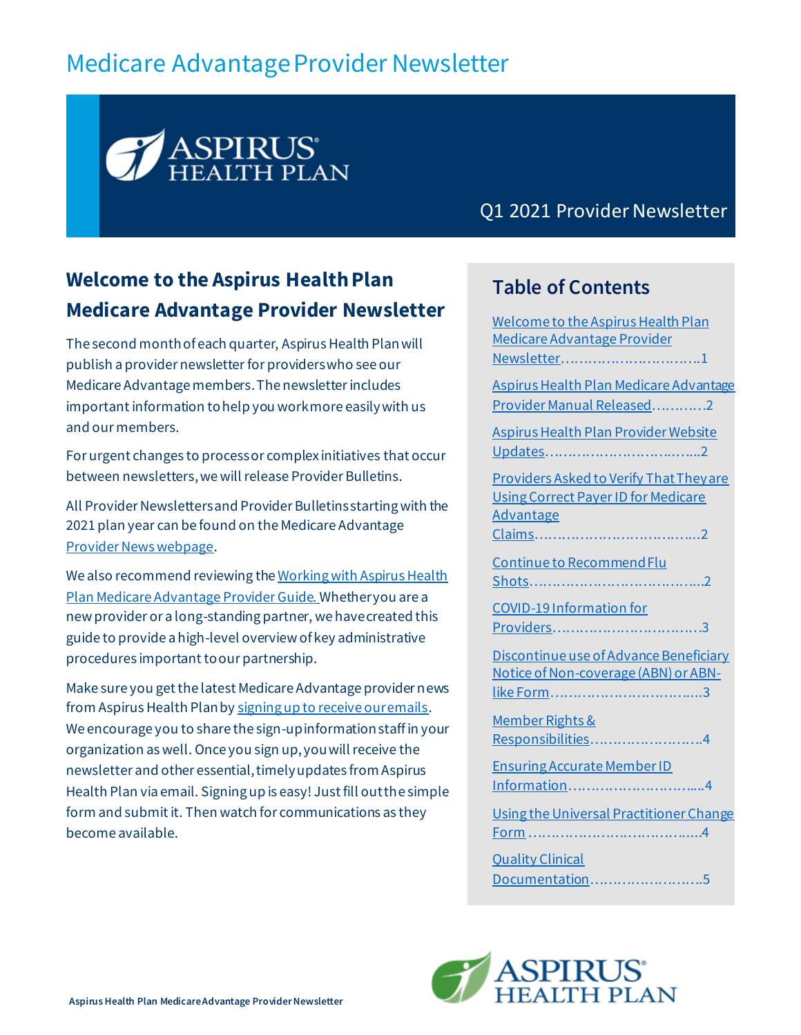# Medicare Advantage Provider Newsletter

ASPIRUS HEALTH PLAN

Q1 2021 Provider Newsletter

## Welcome to the Aspirus Health Plan Medicare Advantage Provider Newsletter

The second month of each quarter, Aspirus Health Plan will publish a provider newsletter for providers who see our Medicare Advantage members. The newsletter includes important information to help you work more easily with us and our members.

For urgent changes to process or complex initiatives that occur between newsletters, we will release Provider Bulletins.

All Provider Newsletters and Provider Bulletins starting with the 2021 plan year can be found on the Medicare Advantage Provider News webpage.

We also recommend reviewing the Working with Aspirus Health Plan Medicare Advantage Provider Guide. Whether you are a new provider or a long-standing partner, we have created this guide to provide a high-level overview of key administrative procedures important to our partnership.

Make sure you get the latest Medicare Advantage provider news from Aspirus Health Plan by signing up to receive our emails. We encourage you to share the sign-up information staff in your organization as well. Once you sign up, you will receive the newsletter and other essential, timely updates from Aspirus Health Plan via email. Signing up is easy! Just fill out the simple form and submit it. Then watch for communications as they become available.

## Table of Contents

- Welcome to the Aspirus Health Plan Medicare Advantage Provider Newsletter……………………………1
- Aspirus Health Plan Medicare Advantage Provider Manual Released…………2
- Aspirus Health Plan Provider Website Updates……………………………….2
- Providers Asked to Verify That They are Using Correct Payer ID for Medicare Advantage Claims………………………………….2
- Continue to Recommend Flu Shots……………………………………..2
- COVID-19 Information for Providers……………………………….3
- Discontinue use of Advance Beneficiary Notice of Non-coverage (ABN) or ABN-like Form…………………………………3
- Member Rights & Responsibilities………………………..4
- Ensuring Accurate Member ID Information……………………………...4
- Using the Universal Practitioner Change Form ……………………………………4
- Quality Clinical Documentation……………………….5

ASPIRUS HEALTH PLAN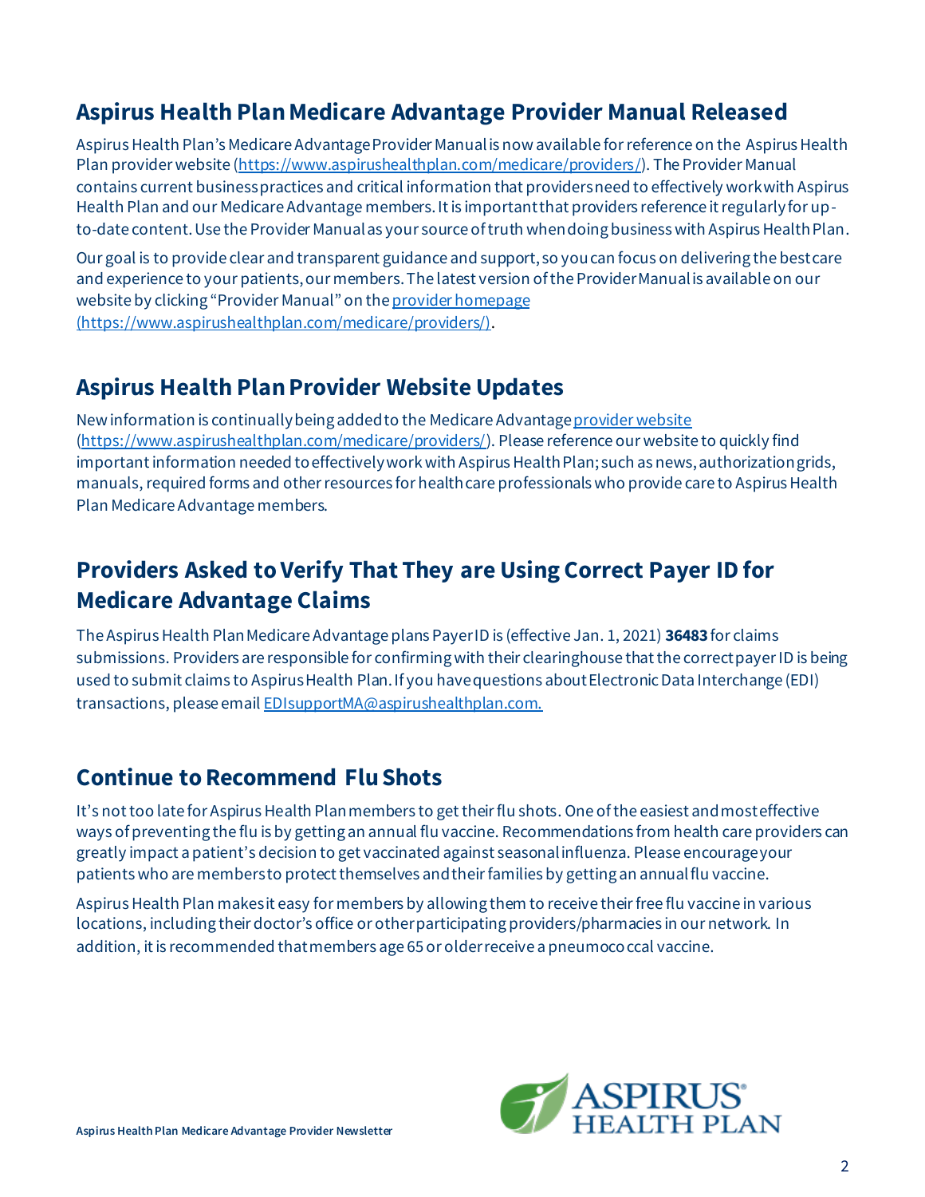## Aspirus Health Plan Medicare Advantage Provider Manual Released

Aspirus Health Plan's Medicare Advantage Provider Manual is now available for reference on the Aspirus Health Plan provider website (https://www.aspirushealthplan.com/medicare/providers/). The Provider Manual contains current business practices and critical information that providers need to effectively work with Aspirus Health Plan and our Medicare Advantage members. It is important that providers reference it regularly for up-to-date content. Use the Provider Manual as your source of truth when doing business with Aspirus Health Plan.

Our goal is to provide clear and transparent guidance and support, so you can focus on delivering the best care and experience to your patients, our members. The latest version of the Provider Manual is available on our website by clicking "Provider Manual" on the provider homepage (https://www.aspirushealthplan.com/medicare/providers/).

## Aspirus Health Plan Provider Website Updates

New information is continually being added to the Medicare Advantage provider website (https://www.aspirushealthplan.com/medicare/providers/). Please reference our website to quickly find important information needed to effectively work with Aspirus Health Plan; such as news, authorization grids, manuals, required forms and other resources for health care professionals who provide care to Aspirus Health Plan Medicare Advantage members.

## Providers Asked to Verify That They are Using Correct Payer ID for Medicare Advantage Claims

The Aspirus Health Plan Medicare Advantage plans Payer ID is (effective Jan. 1, 2021) **36483** for claims submissions. Providers are responsible for confirming with their clearinghouse that the correct payer ID is being used to submit claims to Aspirus Health Plan. If you have questions about Electronic Data Interchange (EDI) transactions, please email EDIsupportMA@aspirushealthplan.com.

## Continue to Recommend Flu Shots

It's not too late for Aspirus Health Plan members to get their flu shots. One of the easiest and most effective ways of preventing the flu is by getting an annual flu vaccine. Recommendations from health care providers can greatly impact a patient's decision to get vaccinated against seasonal influenza. Please encourage your patients who are members to protect themselves and their families by getting an annual flu vaccine.

Aspirus Health Plan makes it easy for members by allowing them to receive their free flu vaccine in various locations, including their doctor's office or other participating providers/pharmacies in our network. In addition, it is recommended that members age 65 or older receive a pneumococcal vaccine.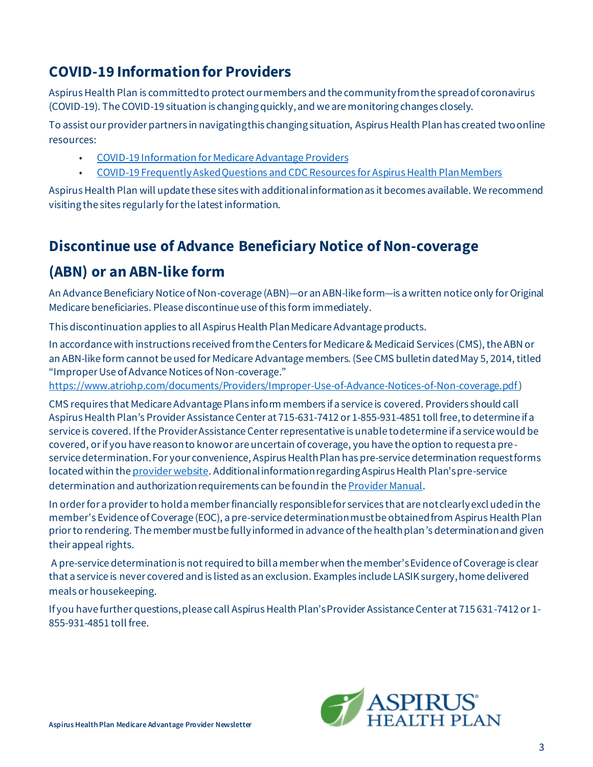## COVID-19 Information for Providers

Aspirus Health Plan is committed to protect our members and the community from the spread of coronavirus (COVID-19). The COVID-19 situation is changing quickly, and we are monitoring changes closely.

To assist our provider partners in navigating this changing situation, Aspirus Health Plan has created two online resources:

- COVID-19 Information for Medicare Advantage Providers
- COVID-19 Frequently Asked Questions and CDC Resources for Aspirus Health Plan Members

Aspirus Health Plan will update these sites with additional information as it becomes available. We recommend visiting the sites regularly for the latest information.

## Discontinue use of Advance Beneficiary Notice of Non-coverage (ABN) or an ABN-like form

An Advance Beneficiary Notice of Non-coverage (ABN)—or an ABN-like form—is a written notice only for Original Medicare beneficiaries. Please discontinue use of this form immediately.

This discontinuation applies to all Aspirus Health Plan Medicare Advantage products.

In accordance with instructions received from the Centers for Medicare & Medicaid Services (CMS), the ABN or an ABN-like form cannot be used for Medicare Advantage members. (See CMS bulletin dated May 5, 2014, titled "Improper Use of Advance Notices of Non-coverage." https://www.atriohp.com/documents/Providers/Improper-Use-of-Advance-Notices-of-Non-coverage.pdf)

CMS requires that Medicare Advantage Plans inform members if a service is covered. Providers should call Aspirus Health Plan's Provider Assistance Center at 715-631-7412 or 1-855-931-4851 toll free, to determine if a service is covered. If the Provider Assistance Center representative is unable to determine if a service would be covered, or if you have reason to know or are uncertain of coverage, you have the option to request a pre-service determination. For your convenience, Aspirus Health Plan has pre-service determination request forms located within the provider website. Additional information regarding Aspirus Health Plan's pre-service determination and authorization requirements can be found in the Provider Manual.

In order for a provider to hold a member financially responsible for services that are not clearly excluded in the member's Evidence of Coverage (EOC), a pre-service determination must be obtained from Aspirus Health Plan prior to rendering. The member must be fully informed in advance of the health plan's determination and given their appeal rights.

A pre-service determination is not required to bill a member when the member's Evidence of Coverage is clear that a service is never covered and is listed as an exclusion. Examples include LASIK surgery, home delivered meals or housekeeping.

If you have further questions, please call Aspirus Health Plan's Provider Assistance Center at 715 631-7412 or 1-855-931-4851 toll free.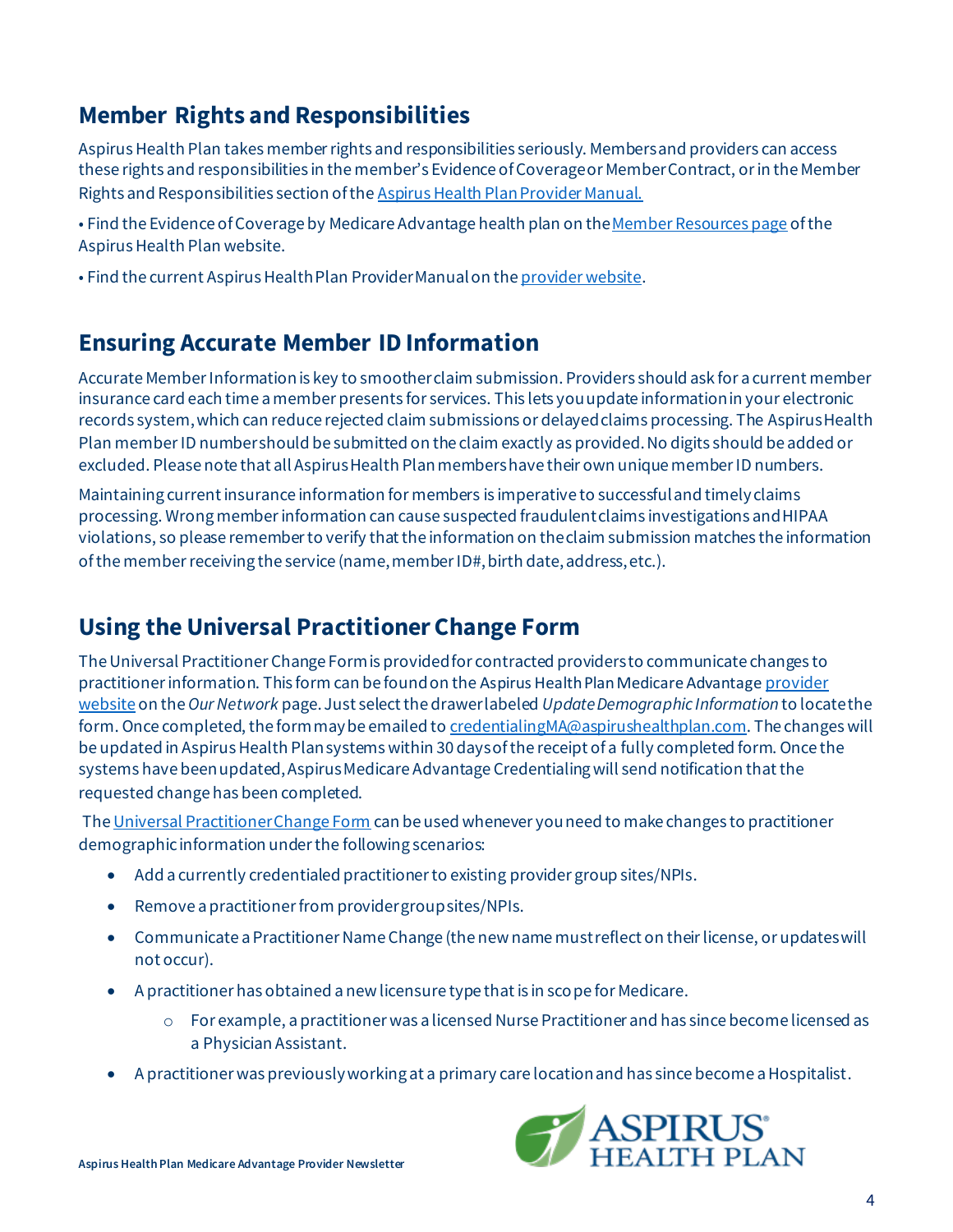## Member Rights and Responsibilities

Aspirus Health Plan takes member rights and responsibilities seriously. Members and providers can access these rights and responsibilities in the member's Evidence of Coverage or Member Contract, or in the Member Rights and Responsibilities section of the Aspirus Health Plan Provider Manual.

• Find the Evidence of Coverage by Medicare Advantage health plan on the Member Resources page of the Aspirus Health Plan website.

• Find the current Aspirus Health Plan Provider Manual on the provider website.

## Ensuring Accurate Member ID Information

Accurate Member Information is key to smoother claim submission. Providers should ask for a current member insurance card each time a member presents for services. This lets you update information in your electronic records system, which can reduce rejected claim submissions or delayed claims processing. The Aspirus Health Plan member ID number should be submitted on the claim exactly as provided. No digits should be added or excluded. Please note that all Aspirus Health Plan members have their own unique member ID numbers.

Maintaining current insurance information for members is imperative to successful and timely claims processing. Wrong member information can cause suspected fraudulent claims investigations and HIPAA violations, so please remember to verify that the information on the claim submission matches the information of the member receiving the service (name, member ID#, birth date, address, etc.).

## Using the Universal Practitioner Change Form

The Universal Practitioner Change Form is provided for contracted providers to communicate changes to practitioner information. This form can be found on the Aspirus Health Plan Medicare Advantage provider website on the *Our Network* page. Just select the drawer labeled *Update Demographic Information* to locate the form. Once completed, the form may be emailed to credentialingMA@aspirushealthplan.com. The changes will be updated in Aspirus Health Plan systems within 30 days of the receipt of a fully completed form. Once the systems have been updated, Aspirus Medicare Advantage Credentialing will send notification that the requested change has been completed.

The Universal Practitioner Change Form can be used whenever you need to make changes to practitioner demographic information under the following scenarios:

- Add a currently credentialed practitioner to existing provider group sites/NPIs.
- Remove a practitioner from provider group sites/NPIs.
- Communicate a Practitioner Name Change (the new name must reflect on their license, or updates will not occur).
- A practitioner has obtained a new licensure type that is in scope for Medicare.
  - For example, a practitioner was a licensed Nurse Practitioner and has since become licensed as a Physician Assistant.
- A practitioner was previously working at a primary care location and has since become a Hospitalist.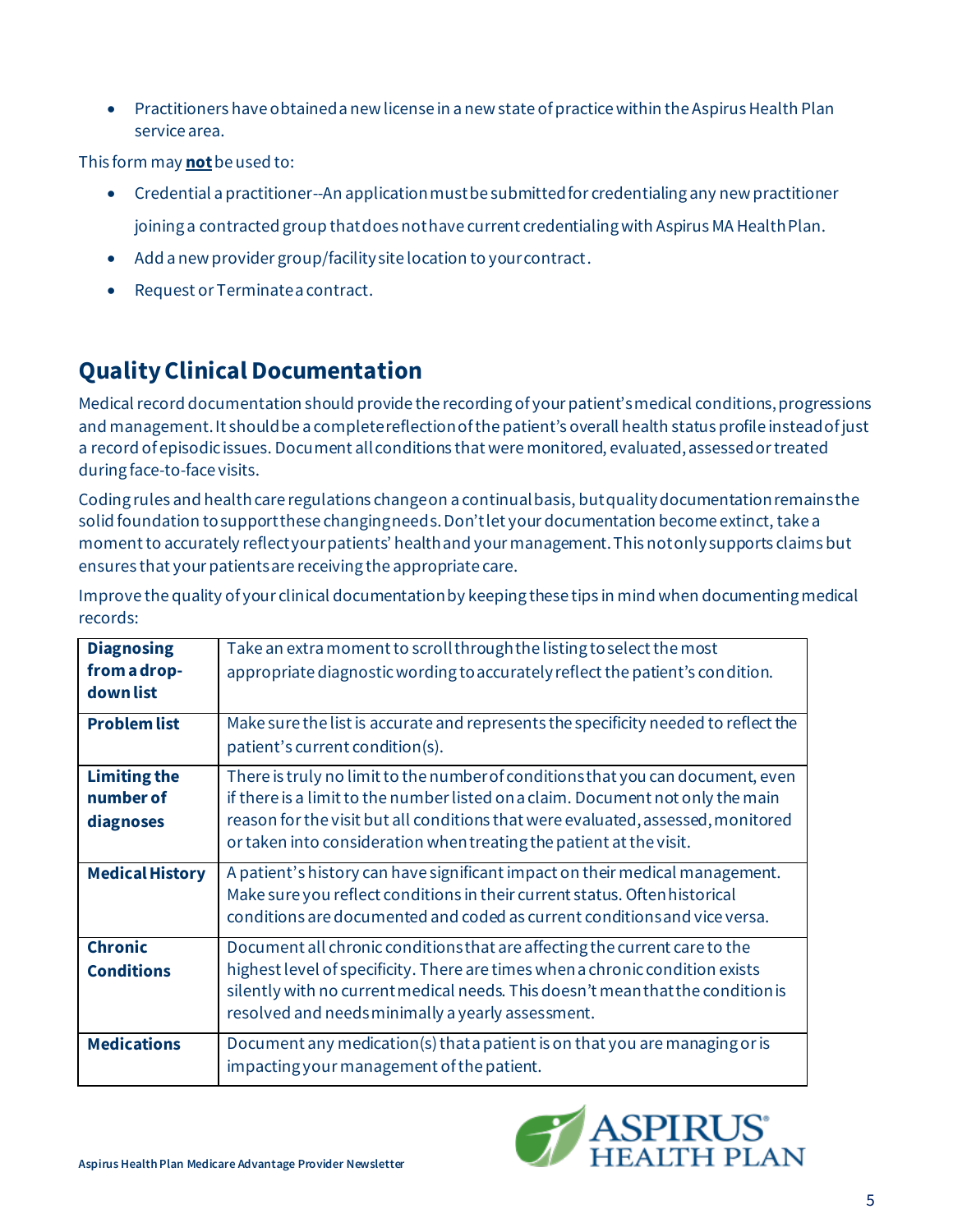- Practitioners have obtained a new license in a new state of practice within the Aspirus Health Plan service area.

This form may **not** be used to:

- Credential a practitioner--An application must be submitted for credentialing any new practitioner joining a contracted group that does not have current credentialing with Aspirus MA Health Plan.
- Add a new provider group/facility site location to your contract.
- Request or Terminate a contract.

## Quality Clinical Documentation

Medical record documentation should provide the recording of your patient's medical conditions, progressions and management. It should be a complete reflection of the patient's overall health status profile instead of just a record of episodic issues. Document all conditions that were monitored, evaluated, assessed or treated during face-to-face visits.

Coding rules and health care regulations change on a continual basis, but quality documentation remains the solid foundation to support these changing needs. Don't let your documentation become extinct, take a moment to accurately reflect your patients' health and your management. This not only supports claims but ensures that your patients are receiving the appropriate care.

Improve the quality of your clinical documentation by keeping these tips in mind when documenting medical records:

| | |
|---|---|
| **Diagnosing from a drop-down list** | Take an extra moment to scroll through the listing to select the most appropriate diagnostic wording to accurately reflect the patient's condition. |
| **Problem list** | Make sure the list is accurate and represents the specificity needed to reflect the patient's current condition(s). |
| **Limiting the number of diagnoses** | There is truly no limit to the number of conditions that you can document, even if there is a limit to the number listed on a claim. Document not only the main reason for the visit but all conditions that were evaluated, assessed, monitored or taken into consideration when treating the patient at the visit. |
| **Medical History** | A patient's history can have significant impact on their medical management. Make sure you reflect conditions in their current status. Often historical conditions are documented and coded as current conditions and vice versa. |
| **Chronic Conditions** | Document all chronic conditions that are affecting the current care to the highest level of specificity. There are times when a chronic condition exists silently with no current medical needs. This doesn't mean that the condition is resolved and needs minimally a yearly assessment. |
| **Medications** | Document any medication(s) that a patient is on that you are managing or is impacting your management of the patient. |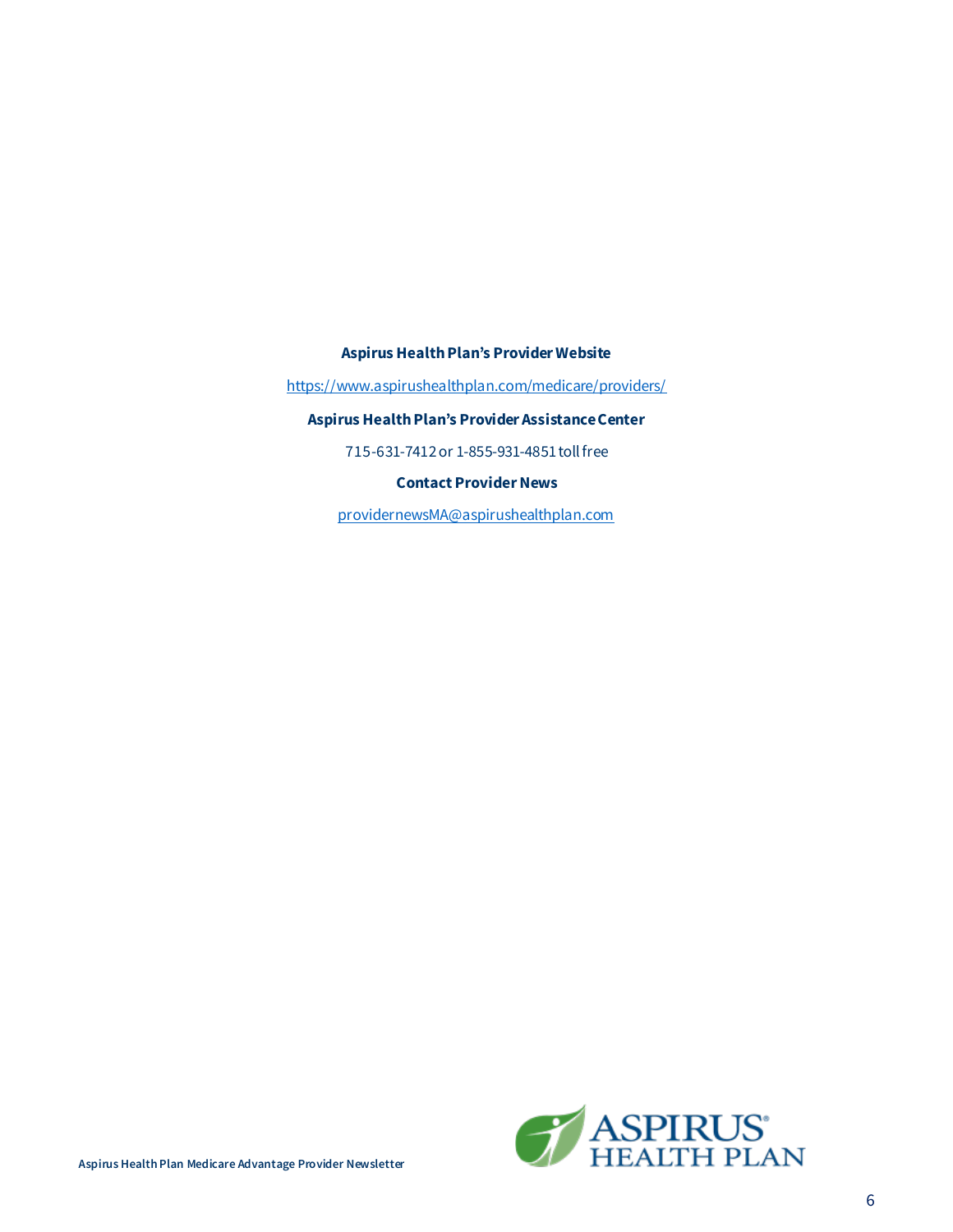**Aspirus Health Plan's Provider Website**

https://www.aspirushealthplan.com/medicare/providers/

**Aspirus Health Plan's Provider Assistance Center**

715-631-7412 or 1-855-931-4851 toll free

**Contact Provider News**

providernewsMA@aspirushealthplan.com